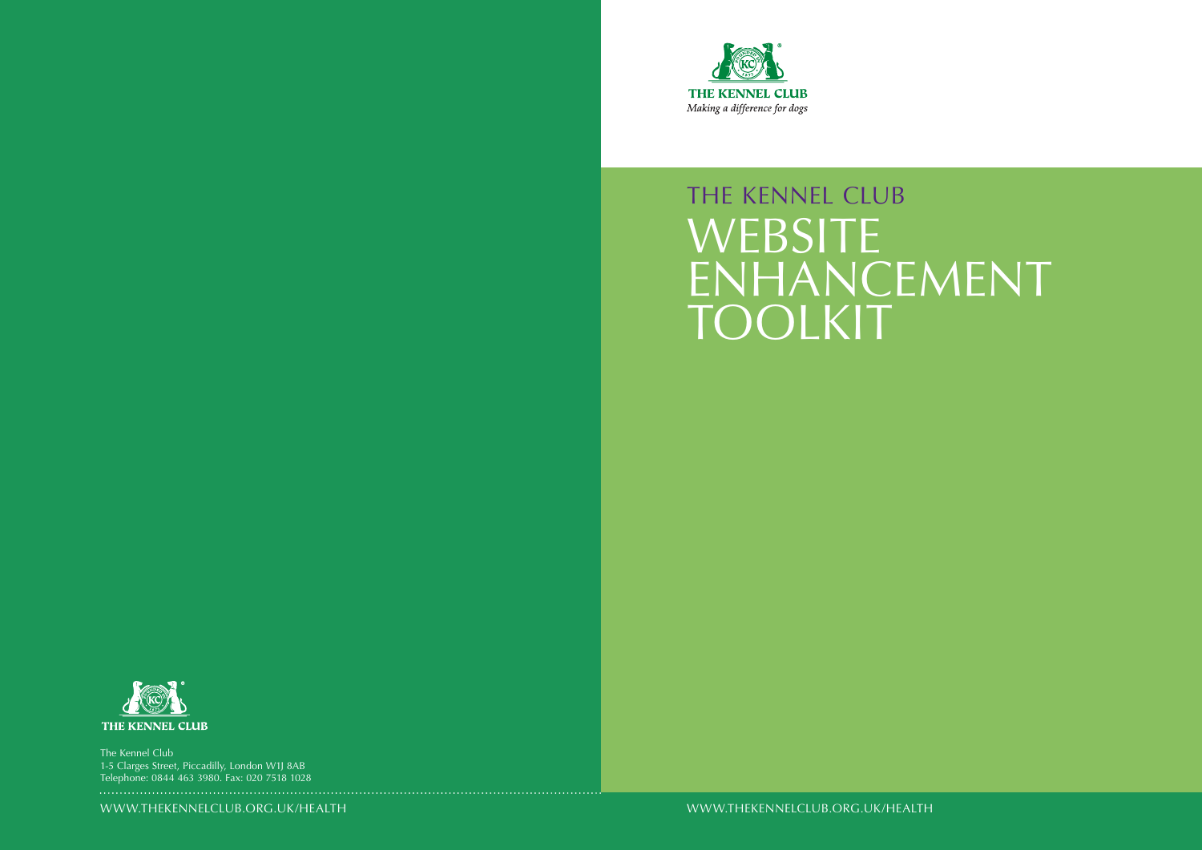THE KENNEL CLUB

*Making a difference for dogs*

# THE KENNEL CLUB
# WEBSITE ENHANCEMENT TOOLKIT

WWW.THEKENNELCLUB.ORG.UK/HEALTH

THE KENNEL CLUB

The Kennel Club
1-5 Clarges Street, Piccadilly, London W1J 8AB
Telephone: 0844 463 3980. Fax: 020 7518 1028

WWW.THEKENNELCLUB.ORG.UK/HEALTH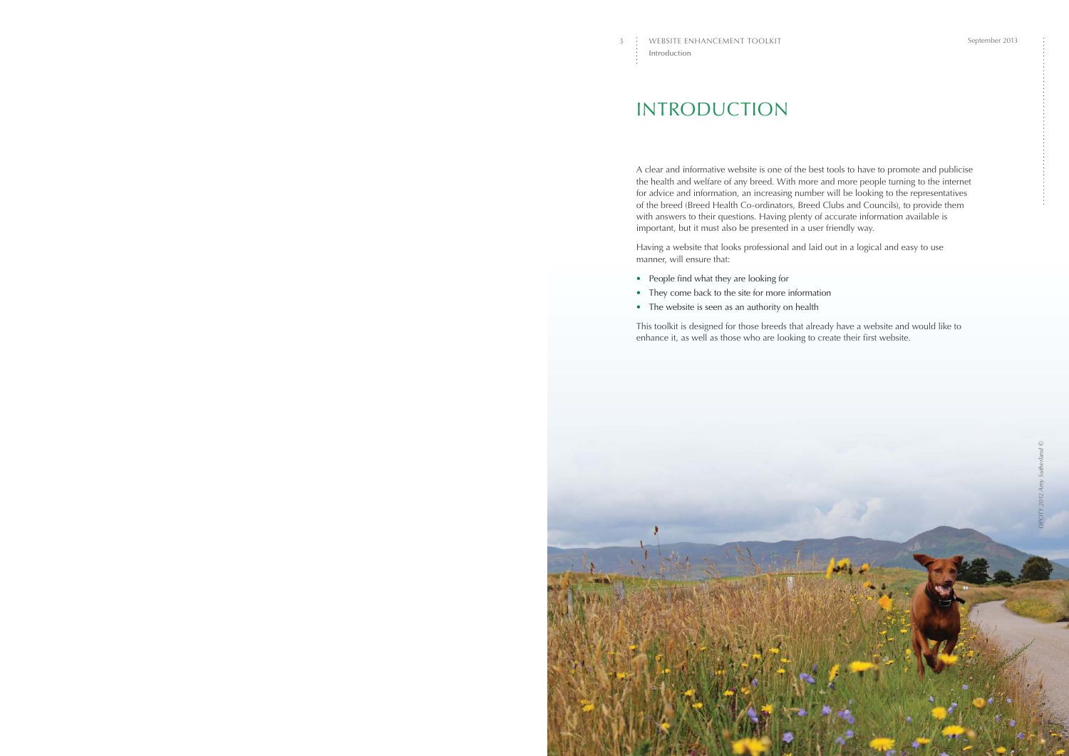# INTRODUCTION

A clear and informative website is one of the best tools to have to promote and publicise the health and welfare of any breed. With more and more people turning to the internet for advice and information, an increasing number will be looking to the representatives of the breed (Breed Health Co-ordinators, Breed Clubs and Councils), to provide them with answers to their questions. Having plenty of accurate information available is important, but it must also be presented in a user friendly way.

Having a website that looks professional and laid out in a logical and easy to use manner, will ensure that:

- People find what they are looking for
- They come back to the site for more information
- The website is seen as an authority on health

This toolkit is designed for those breeds that already have a website and would like to enhance it, as well as those who are looking to create their first website.

*DPOTY 2012 Amy Sutherland ©*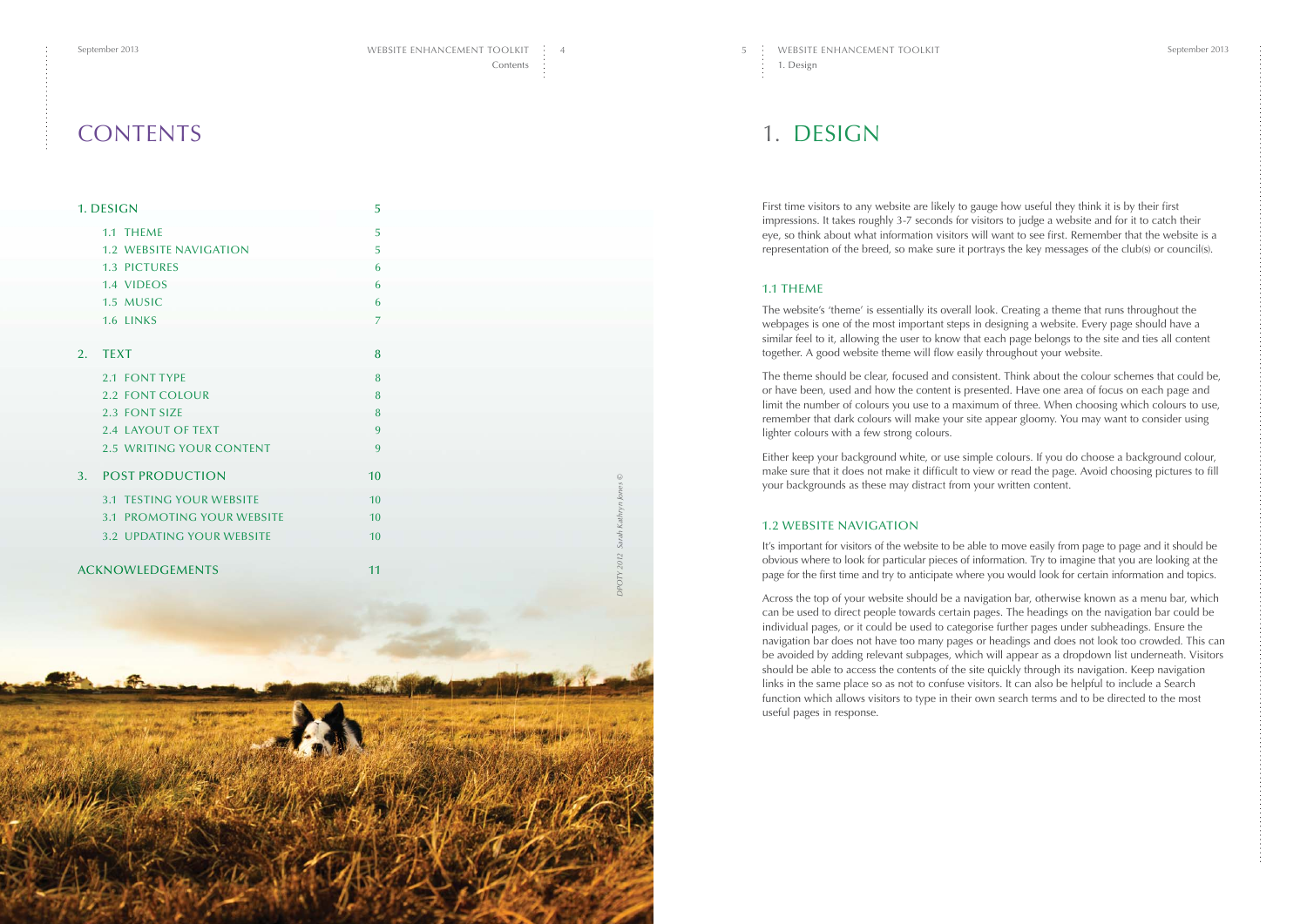# CONTENTS

| | |
|---|---|
| 1. DESIGN | 5 |
| 1.1 THEME | 5 |
| 1.2 WEBSITE NAVIGATION | 5 |
| 1.3 PICTURES | 6 |
| 1.4 VIDEOS | 6 |
| 1.5 MUSIC | 6 |
| 1.6 LINKS | 7 |
| 2. TEXT | 8 |
| 2.1 FONT TYPE | 8 |
| 2.2 FONT COLOUR | 8 |
| 2.3 FONT SIZE | 8 |
| 2.4 LAYOUT OF TEXT | 9 |
| 2.5 WRITING YOUR CONTENT | 9 |
| 3. POST PRODUCTION | 10 |
| 3.1 TESTING YOUR WEBSITE | 10 |
| 3.1 PROMOTING YOUR WEBSITE | 10 |
| 3.2 UPDATING YOUR WEBSITE | 10 |
| ACKNOWLEDGEMENTS | 11 |

*DPOTY 2012 Sarah Kathryn Jones ©*

# 1. DESIGN

First time visitors to any website are likely to gauge how useful they think it is by their first impressions. It takes roughly 3-7 seconds for visitors to judge a website and for it to catch their eye, so think about what information visitors will want to see first. Remember that the website is a representation of the breed, so make sure it portrays the key messages of the club(s) or council(s).

## 1.1 THEME

The website's 'theme' is essentially its overall look. Creating a theme that runs throughout the webpages is one of the most important steps in designing a website. Every page should have a similar feel to it, allowing the user to know that each page belongs to the site and ties all content together. A good website theme will flow easily throughout your website.

The theme should be clear, focused and consistent. Think about the colour schemes that could be, or have been, used and how the content is presented. Have one area of focus on each page and limit the number of colours you use to a maximum of three. When choosing which colours to use, remember that dark colours will make your site appear gloomy. You may want to consider using lighter colours with a few strong colours.

Either keep your background white, or use simple colours. If you do choose a background colour, make sure that it does not make it difficult to view or read the page. Avoid choosing pictures to fill your backgrounds as these may distract from your written content.

## 1.2 WEBSITE NAVIGATION

It's important for visitors of the website to be able to move easily from page to page and it should be obvious where to look for particular pieces of information. Try to imagine that you are looking at the page for the first time and try to anticipate where you would look for certain information and topics.

Across the top of your website should be a navigation bar, otherwise known as a menu bar, which can be used to direct people towards certain pages. The headings on the navigation bar could be individual pages, or it could be used to categorise further pages under subheadings. Ensure the navigation bar does not have too many pages or headings and does not look too crowded. This can be avoided by adding relevant subpages, which will appear as a dropdown list underneath. Visitors should be able to access the contents of the site quickly through its navigation. Keep navigation links in the same place so as not to confuse visitors. It can also be helpful to include a Search function which allows visitors to type in their own search terms and to be directed to the most useful pages in response.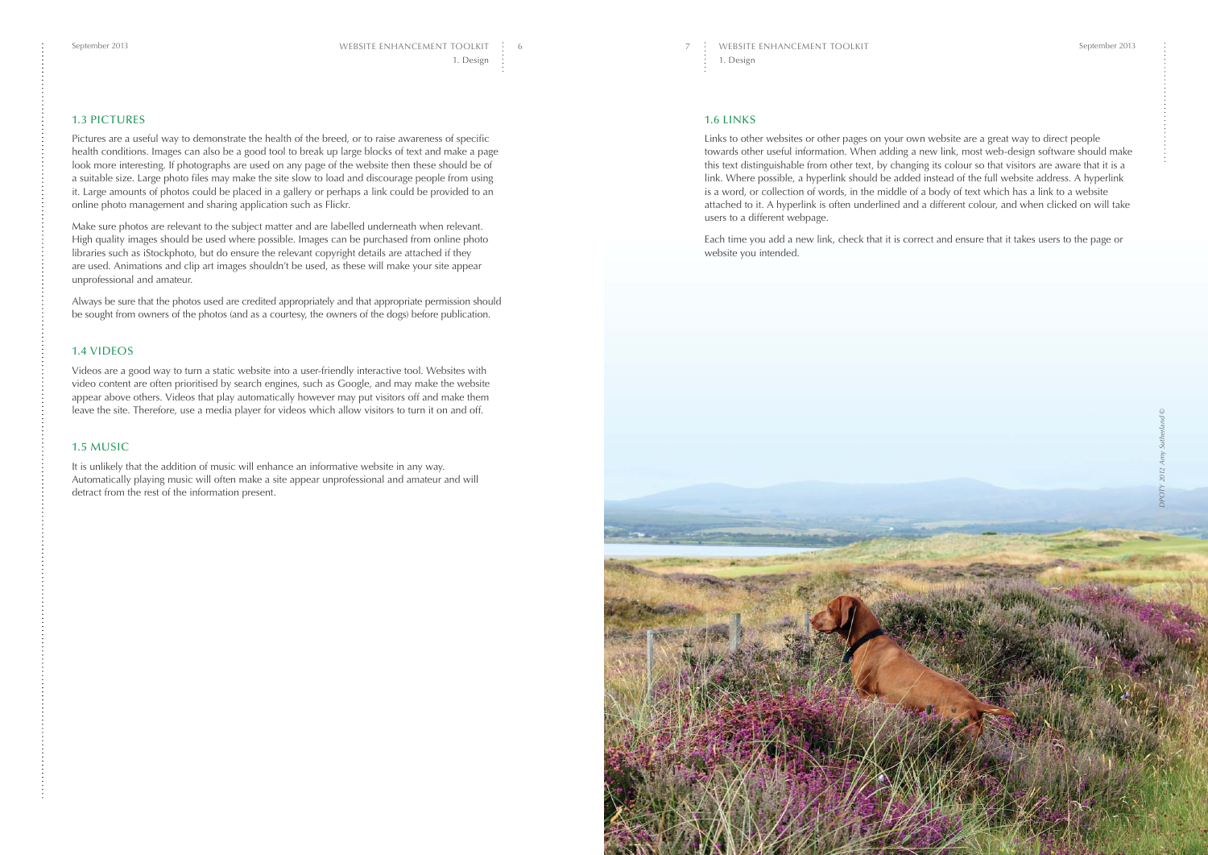## 1.3 PICTURES

Pictures are a useful way to demonstrate the health of the breed, or to raise awareness of specific health conditions. Images can also be a good tool to break up large blocks of text and make a page look more interesting. If photographs are used on any page of the website then these should be of a suitable size. Large photo files may make the site slow to load and discourage people from using it. Large amounts of photos could be placed in a gallery or perhaps a link could be provided to an online photo management and sharing application such as Flickr.

Make sure photos are relevant to the subject matter and are labelled underneath when relevant. High quality images should be used where possible. Images can be purchased from online photo libraries such as iStockphoto, but do ensure the relevant copyright details are attached if they are used. Animations and clip art images shouldn't be used, as these will make your site appear unprofessional and amateur.

Always be sure that the photos used are credited appropriately and that appropriate permission should be sought from owners of the photos (and as a courtesy, the owners of the dogs) before publication.

## 1.4 VIDEOS

Videos are a good way to turn a static website into a user-friendly interactive tool. Websites with video content are often prioritised by search engines, such as Google, and may make the website appear above others. Videos that play automatically however may put visitors off and make them leave the site. Therefore, use a media player for videos which allow visitors to turn it on and off.

## 1.5 MUSIC

It is unlikely that the addition of music will enhance an informative website in any way. Automatically playing music will often make a site appear unprofessional and amateur and will detract from the rest of the information present.

## 1.6 LINKS

Links to other websites or other pages on your own website are a great way to direct people towards other useful information. When adding a new link, most web-design software should make this text distinguishable from other text, by changing its colour so that visitors are aware that it is a link. Where possible, a hyperlink should be added instead of the full website address. A hyperlink is a word, or collection of words, in the middle of a body of text which has a link to a website attached to it. A hyperlink is often underlined and a different colour, and when clicked on will take users to a different webpage.

Each time you add a new link, check that it is correct and ensure that it takes users to the page or website you intended.

*DPOTY 2012 Amy Sutherland ©*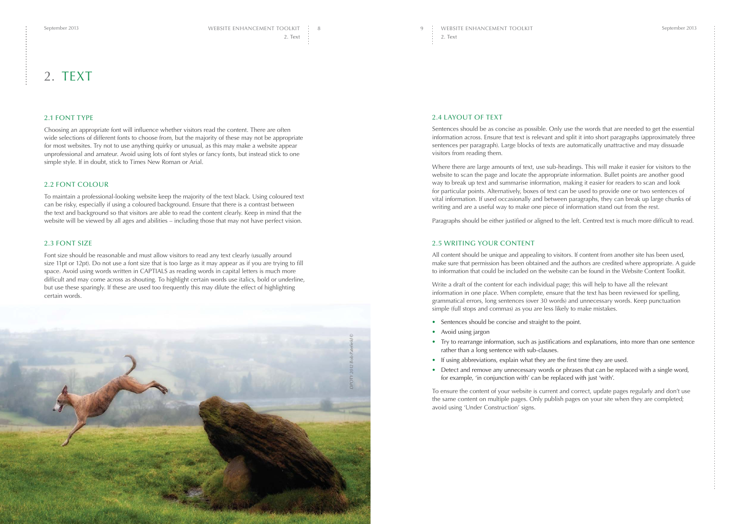# 2. TEXT

## 2.1 FONT TYPE

Choosing an appropriate font will influence whether visitors read the content. There are often wide selections of different fonts to choose from, but the majority of these may not be appropriate for most websites. Try not to use anything quirky or unusual, as this may make a website appear unprofessional and amateur. Avoid using lots of font styles or fancy fonts, but instead stick to one simple style. If in doubt, stick to Times New Roman or Arial.

## 2.2 FONT COLOUR

To maintain a professional-looking website keep the majority of the text black. Using coloured text can be risky, especially if using a coloured background. Ensure that there is a contrast between the text and background so that visitors are able to read the content clearly. Keep in mind that the website will be viewed by all ages and abilities – including those that may not have perfect vision.

## 2.3 FONT SIZE

Font size should be reasonable and must allow visitors to read any text clearly (usually around size 11pt or 12pt). Do not use a font size that is too large as it may appear as if you are trying to fill space. Avoid using words written in CAPTIALS as reading words in capital letters is much more difficult and may come across as shouting. To highlight certain words use italics, bold or underline, but use these sparingly. If these are used too frequently this may dilute the effect of highlighting certain words.

*DPOTY 2012 Bob Pateheld ©*

## 2.4 LAYOUT OF TEXT

Sentences should be as concise as possible. Only use the words that are needed to get the essential information across. Ensure that text is relevant and split it into short paragraphs (approximately three sentences per paragraph). Large blocks of texts are automatically unattractive and may dissuade visitors from reading them.

Where there are large amounts of text, use sub-headings. This will make it easier for visitors to the website to scan the page and locate the appropriate information. Bullet points are another good way to break up text and summarise information, making it easier for readers to scan and look for particular points. Alternatively, boxes of text can be used to provide one or two sentences of vital information. If used occasionally and between paragraphs, they can break up large chunks of writing and are a useful way to make one piece of information stand out from the rest.

Paragraphs should be either justified or aligned to the left. Centred text is much more difficult to read.

## 2.5 WRITING YOUR CONTENT

All content should be unique and appealing to visitors. If content from another site has been used, make sure that permission has been obtained and the authors are credited where appropriate. A guide to information that could be included on the website can be found in the Website Content Toolkit.

Write a draft of the content for each individual page; this will help to have all the relevant information in one place. When complete, ensure that the text has been reviewed for spelling, grammatical errors, long sentences (over 30 words) and unnecessary words. Keep punctuation simple (full stops and commas) as you are less likely to make mistakes.

- Sentences should be concise and straight to the point.
- Avoid using jargon
- Try to rearrange information, such as justifications and explanations, into more than one sentence rather than a long sentence with sub-clauses.
- If using abbreviations, explain what they are the first time they are used.
- Detect and remove any unnecessary words or phrases that can be replaced with a single word, for example, 'in conjunction with' can be replaced with just 'with'.

To ensure the content of your website is current and correct, update pages regularly and don't use the same content on multiple pages. Only publish pages on your site when they are completed; avoid using 'Under Construction' signs.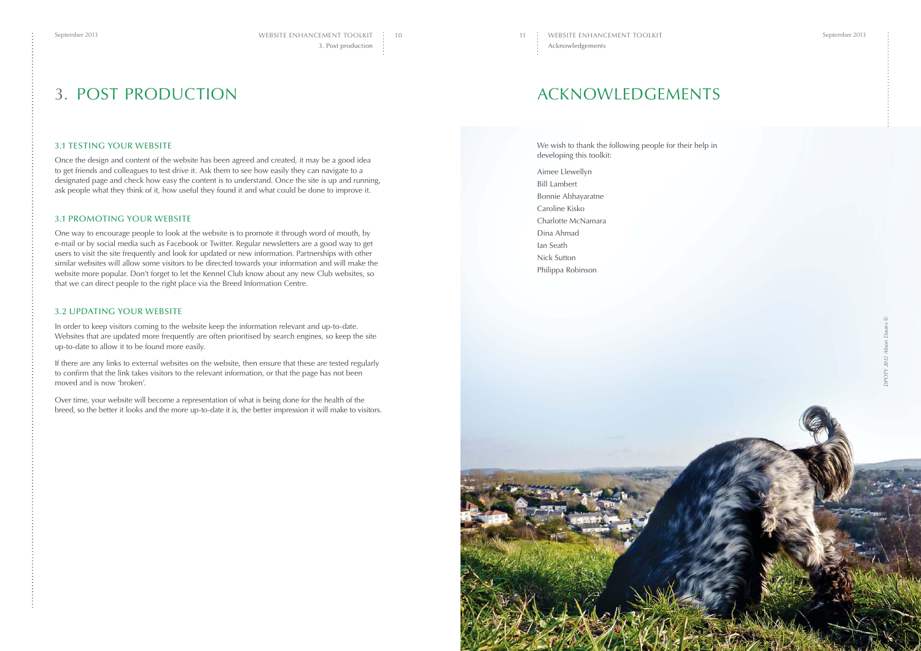# 3. POST PRODUCTION

## 3.1 TESTING YOUR WEBSITE

Once the design and content of the website has been agreed and created, it may be a good idea to get friends and colleagues to test drive it. Ask them to see how easily they can navigate to a designated page and check how easy the content is to understand. Once the site is up and running, ask people what they think of it, how useful they found it and what could be done to improve it.

## 3.1 PROMOTING YOUR WEBSITE

One way to encourage people to look at the website is to promote it through word of mouth, by e-mail or by social media such as Facebook or Twitter. Regular newsletters are a good way to get users to visit the site frequently and look for updated or new information. Partnerships with other similar websites will allow some visitors to be directed towards your information and will make the website more popular. Don't forget to let the Kennel Club know about any new Club websites, so that we can direct people to the right place via the Breed Information Centre.

## 3.2 UPDATING YOUR WEBSITE

In order to keep visitors coming to the website keep the information relevant and up-to-date. Websites that are updated more frequently are often prioritised by search engines, so keep the site up-to-date to allow it to be found more easily.

If there are any links to external websites on the website, then ensure that these are tested regularly to confirm that the link takes visitors to the relevant information, or that the page has not been moved and is now 'broken'.

Over time, your website will become a representation of what is being done for the health of the breed, so the better it looks and the more up-to-date it is, the better impression it will make to visitors.

# ACKNOWLEDGEMENTS

We wish to thank the following people for their help in developing this toolkit:

Aimee Llewellyn
Bill Lambert
Bonnie Abhayaratne
Caroline Kisko
Charlotte McNamara
Dina Ahmad
Ian Seath
Nick Sutton
Philippa Robinson

*DPOTY 2012 Alison Davies ©*